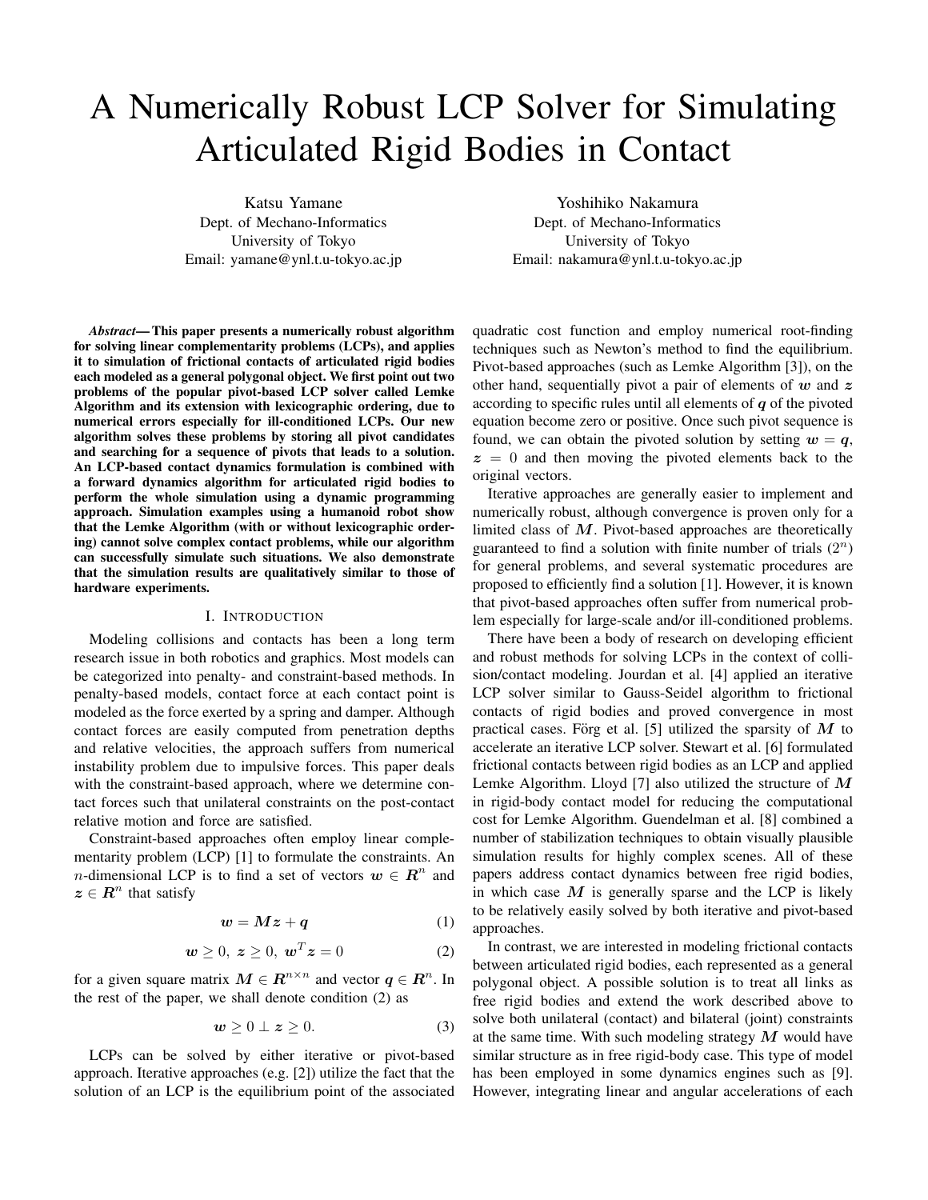# A Numerically Robust LCP Solver for Simulating Articulated Rigid Bodies in Contact

Katsu Yamane
Dept. of Mechano-Informatics
University of Tokyo
Email: yamane@ynl.t.u-tokyo.ac.jp

Yoshihiko Nakamura
Dept. of Mechano-Informatics
University of Tokyo
Email: nakamura@ynl.t.u-tokyo.ac.jp

***Abstract*— This paper presents a numerically robust algorithm for solving linear complementarity problems (LCPs), and applies it to simulation of frictional contacts of articulated rigid bodies each modeled as a general polygonal object. We first point out two problems of the popular pivot-based LCP solver called Lemke Algorithm and its extension with lexicographic ordering, due to numerical errors especially for ill-conditioned LCPs. Our new algorithm solves these problems by storing all pivot candidates and searching for a sequence of pivots that leads to a solution. An LCP-based contact dynamics formulation is combined with a forward dynamics algorithm for articulated rigid bodies to perform the whole simulation using a dynamic programming approach. Simulation examples using a humanoid robot show that the Lemke Algorithm (with or without lexicographic ordering) cannot solve complex contact problems, while our algorithm can successfully simulate such situations. We also demonstrate that the simulation results are qualitatively similar to those of hardware experiments.**

## I. Introduction

Modeling collisions and contacts has been a long term research issue in both robotics and graphics. Most models can be categorized into penalty- and constraint-based methods. In penalty-based models, contact force at each contact point is modeled as the force exerted by a spring and damper. Although contact forces are easily computed from penetration depths and relative velocities, the approach suffers from numerical instability problem due to impulsive forces. This paper deals with the constraint-based approach, where we determine contact forces such that unilateral constraints on the post-contact relative motion and force are satisfied.

Constraint-based approaches often employ linear complementarity problem (LCP) [1] to formulate the constraints. An $n$-dimensional LCP is to find a set of vectors $\boldsymbol{w} \in \boldsymbol{R}^n$ and $\boldsymbol{z} \in \boldsymbol{R}^n$ that satisfy

$$\boldsymbol{w} = \boldsymbol{M}\boldsymbol{z} + \boldsymbol{q} \tag{1}$$

$$\boldsymbol{w} \geq 0,\ \boldsymbol{z} \geq 0,\ \boldsymbol{w}^T\boldsymbol{z} = 0 \tag{2}$$

for a given square matrix $\boldsymbol{M} \in \boldsymbol{R}^{n\times n}$ and vector $\boldsymbol{q} \in \boldsymbol{R}^n$. In the rest of the paper, we shall denote condition (2) as

$$\boldsymbol{w} \geq 0 \perp \boldsymbol{z} \geq 0. \tag{3}$$

LCPs can be solved by either iterative or pivot-based approach. Iterative approaches (e.g. [2]) utilize the fact that the solution of an LCP is the equilibrium point of the associated quadratic cost function and employ numerical root-finding techniques such as Newton's method to find the equilibrium. Pivot-based approaches (such as Lemke Algorithm [3]), on the other hand, sequentially pivot a pair of elements of $\boldsymbol{w}$ and $\boldsymbol{z}$ according to specific rules until all elements of $\boldsymbol{q}$ of the pivoted equation become zero or positive. Once such pivot sequence is found, we can obtain the pivoted solution by setting $\boldsymbol{w} = \boldsymbol{q}$, $\boldsymbol{z} = 0$ and then moving the pivoted elements back to the original vectors.

Iterative approaches are generally easier to implement and numerically robust, although convergence is proven only for a limited class of $\boldsymbol{M}$. Pivot-based approaches are theoretically guaranteed to find a solution with finite number of trials ($2^n$) for general problems, and several systematic procedures are proposed to efficiently find a solution [1]. However, it is known that pivot-based approaches often suffer from numerical problem especially for large-scale and/or ill-conditioned problems.

There have been a body of research on developing efficient and robust methods for solving LCPs in the context of collision/contact modeling. Jourdan et al. [4] applied an iterative LCP solver similar to Gauss-Seidel algorithm to frictional contacts of rigid bodies and proved convergence in most practical cases. Förg et al. [5] utilized the sparsity of $\boldsymbol{M}$ to accelerate an iterative LCP solver. Stewart et al. [6] formulated frictional contacts between rigid bodies as an LCP and applied Lemke Algorithm. Lloyd [7] also utilized the structure of $\boldsymbol{M}$ in rigid-body contact model for reducing the computational cost for Lemke Algorithm. Guendelman et al. [8] combined a number of stabilization techniques to obtain visually plausible simulation results for highly complex scenes. All of these papers address contact dynamics between free rigid bodies, in which case $\boldsymbol{M}$ is generally sparse and the LCP is likely to be relatively easily solved by both iterative and pivot-based approaches.

In contrast, we are interested in modeling frictional contacts between articulated rigid bodies, each represented as a general polygonal object. A possible solution is to treat all links as free rigid bodies and extend the work described above to solve both unilateral (contact) and bilateral (joint) constraints at the same time. With such modeling strategy $\boldsymbol{M}$ would have similar structure as in free rigid-body case. This type of model has been employed in some dynamics engines such as [9]. However, integrating linear and angular accelerations of each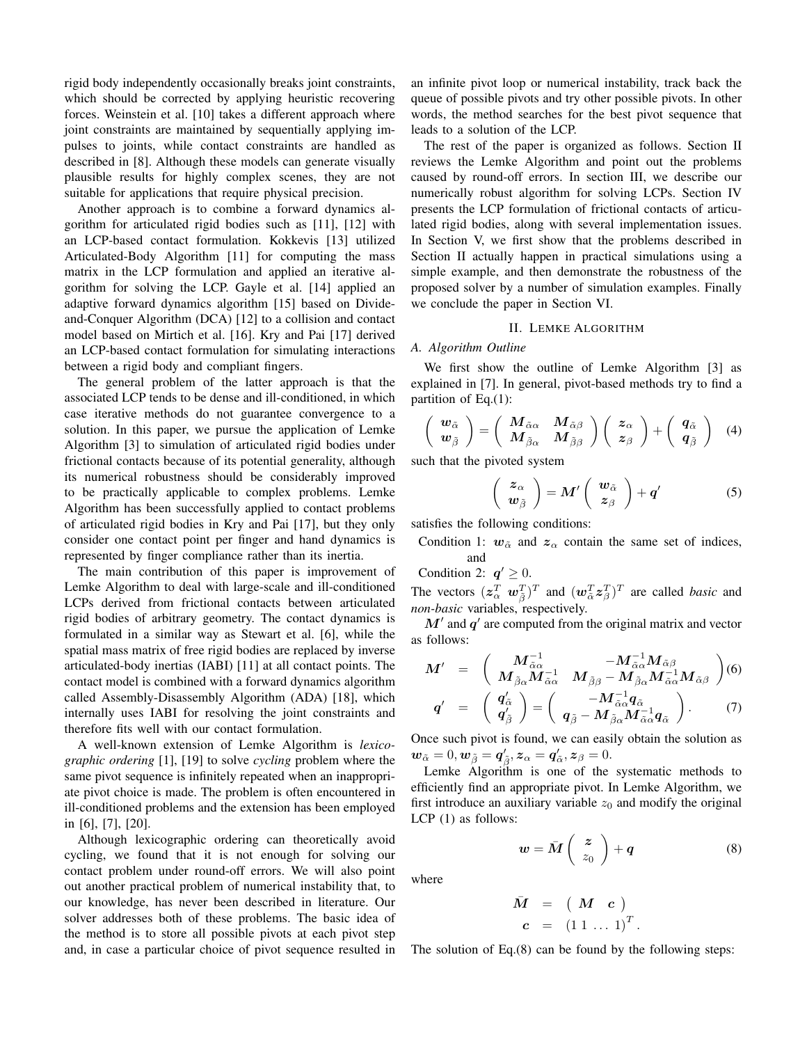rigid body independently occasionally breaks joint constraints, which should be corrected by applying heuristic recovering forces. Weinstein et al. [10] takes a different approach where joint constraints are maintained by sequentially applying impulses to joints, while contact constraints are handled as described in [8]. Although these models can generate visually plausible results for highly complex scenes, they are not suitable for applications that require physical precision.

Another approach is to combine a forward dynamics algorithm for articulated rigid bodies such as [11], [12] with an LCP-based contact formulation. Kokkevis [13] utilized Articulated-Body Algorithm [11] for computing the mass matrix in the LCP formulation and applied an iterative algorithm for solving the LCP. Gayle et al. [14] applied an adaptive forward dynamics algorithm [15] based on Divide-and-Conquer Algorithm (DCA) [12] to a collision and contact model based on Mirtich et al. [16]. Kry and Pai [17] derived an LCP-based contact formulation for simulating interactions between a rigid body and compliant fingers.

The general problem of the latter approach is that the associated LCP tends to be dense and ill-conditioned, in which case iterative methods do not guarantee convergence to a solution. In this paper, we pursue the application of Lemke Algorithm [3] to simulation of articulated rigid bodies under frictional contacts because of its potential generality, although its numerical robustness should be considerably improved to be practically applicable to complex problems. Lemke Algorithm has been successfully applied to contact problems of articulated rigid bodies in Kry and Pai [17], but they only consider one contact point per finger and hand dynamics is represented by finger compliance rather than its inertia.

The main contribution of this paper is improvement of Lemke Algorithm to deal with large-scale and ill-conditioned LCPs derived from frictional contacts between articulated rigid bodies of arbitrary geometry. The contact dynamics is formulated in a similar way as Stewart et al. [6], while the spatial mass matrix of free rigid bodies are replaced by inverse articulated-body inertias (IABI) [11] at all contact points. The contact model is combined with a forward dynamics algorithm called Assembly-Disassembly Algorithm (ADA) [18], which internally uses IABI for resolving the joint constraints and therefore fits well with our contact formulation.

A well-known extension of Lemke Algorithm is *lexicographic ordering* [1], [19] to solve *cycling* problem where the same pivot sequence is infinitely repeated when an inappropriate pivot choice is made. The problem is often encountered in ill-conditioned problems and the extension has been employed in [6], [7], [20].

Although lexicographic ordering can theoretically avoid cycling, we found that it is not enough for solving our contact problem under round-off errors. We will also point out another practical problem of numerical instability that, to our knowledge, has never been described in literature. Our solver addresses both of these problems. The basic idea of the method is to store all possible pivots at each pivot step and, in case a particular choice of pivot sequence resulted in an infinite pivot loop or numerical instability, track back the queue of possible pivots and try other possible pivots. In other words, the method searches for the best pivot sequence that leads to a solution of the LCP.

The rest of the paper is organized as follows. Section II reviews the Lemke Algorithm and point out the problems caused by round-off errors. In section III, we describe our numerically robust algorithm for solving LCPs. Section IV presents the LCP formulation of frictional contacts of articulated rigid bodies, along with several implementation issues. In Section V, we first show that the problems described in Section II actually happen in practical simulations using a simple example, and then demonstrate the robustness of the proposed solver by a number of simulation examples. Finally we conclude the paper in Section VI.

## II. Lemke Algorithm

### A. Algorithm Outline

We first show the outline of Lemke Algorithm [3] as explained in [7]. In general, pivot-based methods try to find a partition of Eq.(1):

$$\begin{pmatrix} \boldsymbol{w}_{\tilde{\alpha}} \\ \boldsymbol{w}_{\tilde{\beta}} \end{pmatrix} = \begin{pmatrix} \boldsymbol{M}_{\tilde{\alpha}\alpha} & \boldsymbol{M}_{\tilde{\alpha}\beta} \\ \boldsymbol{M}_{\tilde{\beta}\alpha} & \boldsymbol{M}_{\tilde{\beta}\beta} \end{pmatrix} \begin{pmatrix} \boldsymbol{z}_{\alpha} \\ \boldsymbol{z}_{\beta} \end{pmatrix} + \begin{pmatrix} \boldsymbol{q}_{\tilde{\alpha}} \\ \boldsymbol{q}_{\tilde{\beta}} \end{pmatrix} \quad (4)$$

such that the pivoted system

$$\begin{pmatrix} \boldsymbol{z}_{\alpha} \\ \boldsymbol{w}_{\tilde{\beta}} \end{pmatrix} = \boldsymbol{M}' \begin{pmatrix} \boldsymbol{w}_{\tilde{\alpha}} \\ \boldsymbol{z}_{\beta} \end{pmatrix} + \boldsymbol{q}' \quad (5)$$

satisfies the following conditions:

Condition 1: $\boldsymbol{w}_{\tilde{\alpha}}$ and $\boldsymbol{z}_{\alpha}$ contain the same set of indices, and

Condition 2: $\boldsymbol{q}' \geq 0$.

The vectors $(\boldsymbol{z}_{\alpha}^T \ \boldsymbol{w}_{\tilde{\beta}}^T)^T$ and $(\boldsymbol{w}_{\tilde{\alpha}}^T \boldsymbol{z}_{\beta}^T)^T$ are called *basic* and *non-basic* variables, respectively.

$\boldsymbol{M}'$ and $\boldsymbol{q}'$ are computed from the original matrix and vector as follows:

$$\boldsymbol{M}' = \begin{pmatrix} \boldsymbol{M}_{\tilde{\alpha}\alpha}^{-1} & -\boldsymbol{M}_{\tilde{\alpha}\alpha}^{-1}\boldsymbol{M}_{\tilde{\alpha}\beta} \\ \boldsymbol{M}_{\tilde{\beta}\alpha}\boldsymbol{M}_{\tilde{\alpha}\alpha}^{-1} & \boldsymbol{M}_{\tilde{\beta}\beta} - \boldsymbol{M}_{\tilde{\beta}\alpha}\boldsymbol{M}_{\tilde{\alpha}\alpha}^{-1}\boldsymbol{M}_{\tilde{\alpha}\beta} \end{pmatrix} \quad (6)$$

$$\boldsymbol{q}' = \begin{pmatrix} \boldsymbol{q}'_{\tilde{\alpha}} \\ \boldsymbol{q}'_{\tilde{\beta}} \end{pmatrix} = \begin{pmatrix} -\boldsymbol{M}_{\tilde{\alpha}\alpha}^{-1}\boldsymbol{q}_{\tilde{\alpha}} \\ \boldsymbol{q}_{\tilde{\beta}} - \boldsymbol{M}_{\tilde{\beta}\alpha}\boldsymbol{M}_{\tilde{\alpha}\alpha}^{-1}\boldsymbol{q}_{\tilde{\alpha}} \end{pmatrix}. \quad (7)$$

Once such pivot is found, we can easily obtain the solution as $\boldsymbol{w}_{\tilde{\alpha}} = 0, \boldsymbol{w}_{\tilde{\beta}} = \boldsymbol{q}'_{\tilde{\beta}}, \boldsymbol{z}_{\alpha} = \boldsymbol{q}'_{\tilde{\alpha}}, \boldsymbol{z}_{\beta} = 0$.

Lemke Algorithm is one of the systematic methods to efficiently find an appropriate pivot. In Lemke Algorithm, we first introduce an auxiliary variable $z_0$ and modify the original LCP (1) as follows:

$$\boldsymbol{w} = \bar{\boldsymbol{M}} \begin{pmatrix} \boldsymbol{z} \\ z_0 \end{pmatrix} + \boldsymbol{q} \quad (8)$$

where

$$\bar{\boldsymbol{M}} = \begin{pmatrix} \boldsymbol{M} & \boldsymbol{c} \end{pmatrix}$$
$$\boldsymbol{c} = (1\,1\,\ldots\,1)^T.$$

The solution of Eq.(8) can be found by the following steps: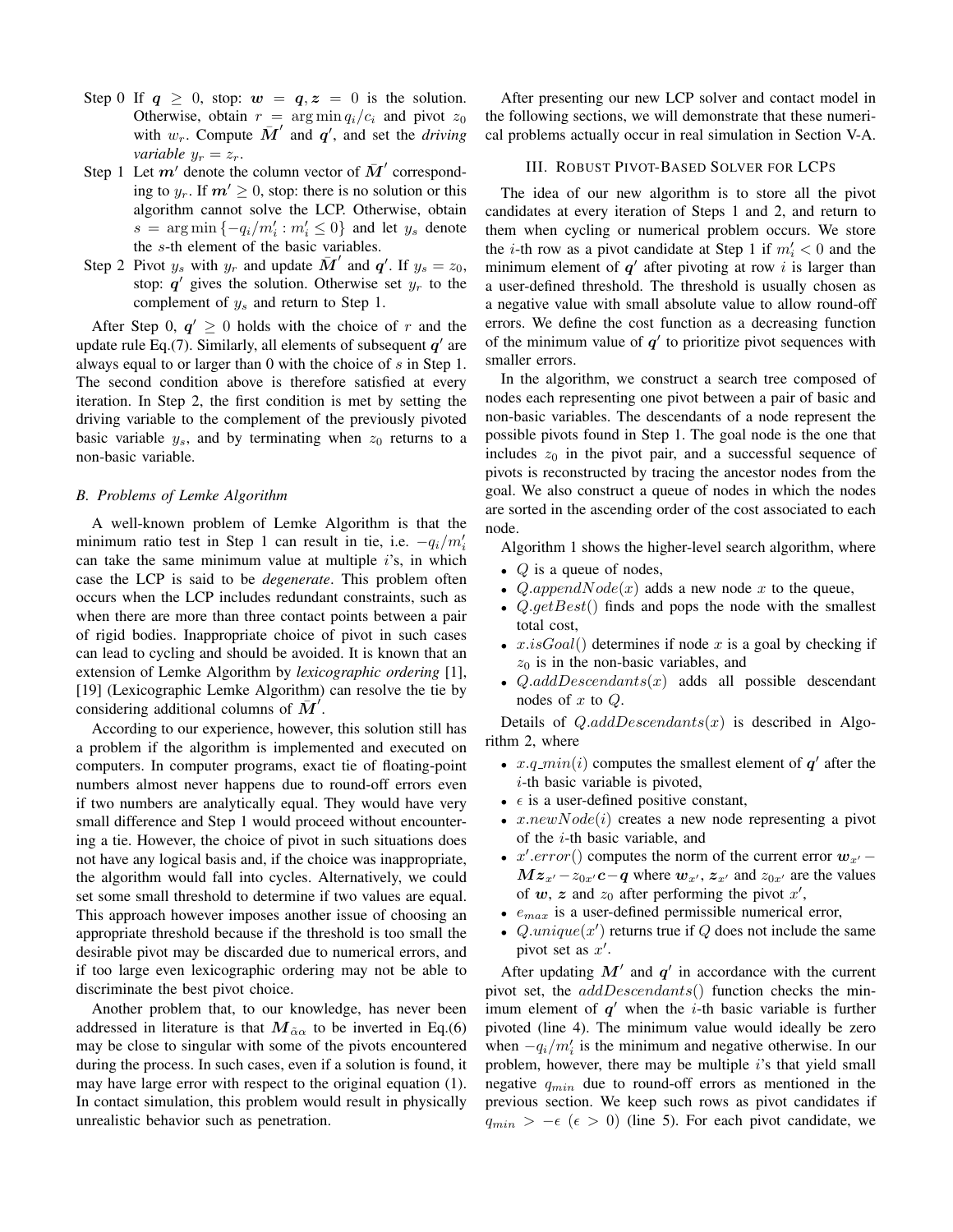Step 0 If $\boldsymbol{q} \geq 0$, stop: $\boldsymbol{w} = \boldsymbol{q}, \boldsymbol{z} = 0$ is the solution. Otherwise, obtain $r = \arg\min q_i/c_i$ and pivot $z_0$ with $w_r$. Compute $\bar{\boldsymbol{M}}'$ and $\boldsymbol{q}'$, and set the *driving variable* $y_r = z_r$.

Step 1 Let $\boldsymbol{m}'$ denote the column vector of $\bar{\boldsymbol{M}}'$ corresponding to $y_r$. If $\boldsymbol{m}' \geq 0$, stop: there is no solution or this algorithm cannot solve the LCP. Otherwise, obtain $s = \arg\min\{-q_i/m'_i : m'_i \leq 0\}$ and let $y_s$ denote the $s$-th element of the basic variables.

Step 2 Pivot $y_s$ with $y_r$ and update $\bar{\boldsymbol{M}}'$ and $\boldsymbol{q}'$. If $y_s = z_0$, stop: $\boldsymbol{q}'$ gives the solution. Otherwise set $y_r$ to the complement of $y_s$ and return to Step 1.

After Step 0, $\boldsymbol{q}' \geq 0$ holds with the choice of $r$ and the update rule Eq.(7). Similarly, all elements of subsequent $\boldsymbol{q}'$ are always equal to or larger than 0 with the choice of $s$ in Step 1. The second condition above is therefore satisfied at every iteration. In Step 2, the first condition is met by setting the driving variable to the complement of the previously pivoted basic variable $y_s$, and by terminating when $z_0$ returns to a non-basic variable.

### B. Problems of Lemke Algorithm

A well-known problem of Lemke Algorithm is that the minimum ratio test in Step 1 can result in tie, i.e. $-q_i/m'_i$ can take the same minimum value at multiple $i$'s, in which case the LCP is said to be *degenerate*. This problem often occurs when the LCP includes redundant constraints, such as when there are more than three contact points between a pair of rigid bodies. Inappropriate choice of pivot in such cases can lead to cycling and should be avoided. It is known that an extension of Lemke Algorithm by *lexicographic ordering* [1], [19] (Lexicographic Lemke Algorithm) can resolve the tie by considering additional columns of $\bar{\boldsymbol{M}}'$.

According to our experience, however, this solution still has a problem if the algorithm is implemented and executed on computers. In computer programs, exact tie of floating-point numbers almost never happens due to round-off errors even if two numbers are analytically equal. They would have very small difference and Step 1 would proceed without encountering a tie. However, the choice of pivot in such situations does not have any logical basis and, if the choice was inappropriate, the algorithm would fall into cycles. Alternatively, we could set some small threshold to determine if two values are equal. This approach however imposes another issue of choosing an appropriate threshold because if the threshold is too small the desirable pivot may be discarded due to numerical errors, and if too large even lexicographic ordering may not be able to discriminate the best pivot choice.

Another problem that, to our knowledge, has never been addressed in literature is that $\boldsymbol{M}_{\bar{\alpha}\alpha}$ to be inverted in Eq.(6) may be close to singular with some of the pivots encountered during the process. In such cases, even if a solution is found, it may have large error with respect to the original equation (1). In contact simulation, this problem would result in physically unrealistic behavior such as penetration.

After presenting our new LCP solver and contact model in the following sections, we will demonstrate that these numerical problems actually occur in real simulation in Section V-A.

## III. Robust Pivot-Based Solver for LCPs

The idea of our new algorithm is to store all the pivot candidates at every iteration of Steps 1 and 2, and return to them when cycling or numerical problem occurs. We store the $i$-th row as a pivot candidate at Step 1 if $m'_i < 0$ and the minimum element of $\boldsymbol{q}'$ after pivoting at row $i$ is larger than a user-defined threshold. The threshold is usually chosen as a negative value with small absolute value to allow round-off errors. We define the cost function as a decreasing function of the minimum value of $\boldsymbol{q}'$ to prioritize pivot sequences with smaller errors.

In the algorithm, we construct a search tree composed of nodes each representing one pivot between a pair of basic and non-basic variables. The descendants of a node represent the possible pivots found in Step 1. The goal node is the one that includes $z_0$ in the pivot pair, and a successful sequence of pivots is reconstructed by tracing the ancestor nodes from the goal. We also construct a queue of nodes in which the nodes are sorted in the ascending order of the cost associated to each node.

Algorithm 1 shows the higher-level search algorithm, where

- $Q$ is a queue of nodes,
- $Q.appendNode(x)$ adds a new node $x$ to the queue,
- $Q.getBest()$ finds and pops the node with the smallest total cost,
- $x.isGoal()$ determines if node $x$ is a goal by checking if $z_0$ is in the non-basic variables, and
- $Q.addDescendants(x)$ adds all possible descendant nodes of $x$ to $Q$.

Details of $Q.addDescendants(x)$ is described in Algorithm 2, where

- $x.q\_min(i)$ computes the smallest element of $\boldsymbol{q}'$ after the $i$-th basic variable is pivoted,
- $\epsilon$ is a user-defined positive constant,
- $x.newNode(i)$ creates a new node representing a pivot of the $i$-th basic variable, and
- $x'.error()$ computes the norm of the current error $\boldsymbol{w}_{x'} - \boldsymbol{M}\boldsymbol{z}_{x'} - z_{0x'}\boldsymbol{c} - \boldsymbol{q}$ where $\boldsymbol{w}_{x'}$, $\boldsymbol{z}_{x'}$ and $z_{0x'}$ are the values of $\boldsymbol{w}$, $\boldsymbol{z}$ and $z_0$ after performing the pivot $x'$,
- $e_{max}$ is a user-defined permissible numerical error,
- $Q.unique(x')$ returns true if $Q$ does not include the same pivot set as $x'$.

After updating $\boldsymbol{M}'$ and $\boldsymbol{q}'$ in accordance with the current pivot set, the $addDescendants()$ function checks the minimum element of $\boldsymbol{q}'$ when the $i$-th basic variable is further pivoted (line 4). The minimum value would ideally be zero when $-q_i/m'_i$ is the minimum and negative otherwise. In our problem, however, there may be multiple $i$'s that yield small negative $q_{min}$ due to round-off errors as mentioned in the previous section. We keep such rows as pivot candidates if $q_{min} > -\epsilon$ ($\epsilon > 0$) (line 5). For each pivot candidate, we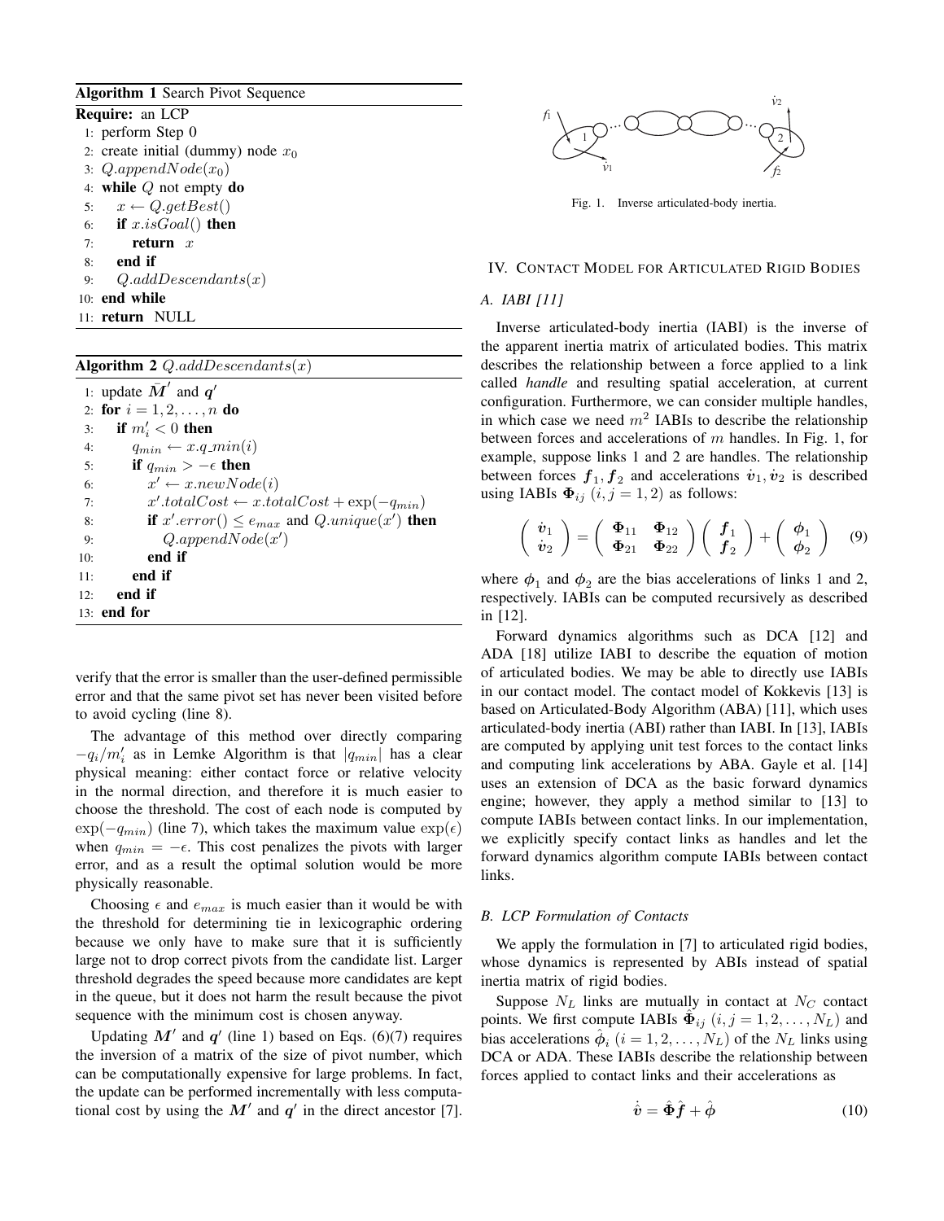**Algorithm 1** Search Pivot Sequence

**Require:** an LCP

1: perform Step 0
2: create initial (dummy) node $x_0$
3: $Q.appendNode(x_0)$
4: **while** $Q$ not empty **do**
5: $\quad x \leftarrow Q.getBest()$
6: $\quad$ **if** $x.isGoal()$ **then**
7: $\quad\quad$ **return** $x$
8: $\quad$ **end if**
9: $\quad Q.addDescendants(x)$
10: **end while**
11: **return** NULL

**Algorithm 2** $Q.addDescendants(x)$

1: update $\bar{M}'$ and $q'$
2: **for** $i = 1, 2, \ldots, n$ **do**
3: $\quad$ **if** $m'_i < 0$ **then**
4: $\quad\quad q_{min} \leftarrow x.q\_min(i)$
5: $\quad\quad$ **if** $q_{min} > -\epsilon$ **then**
6: $\quad\quad\quad x' \leftarrow x.newNode(i)$
7: $\quad\quad\quad x'.totalCost \leftarrow x.totalCost + \exp(-q_{min})$
8: $\quad\quad\quad$ **if** $x'.error() \leq e_{max}$ and $Q.unique(x')$ **then**
9: $\quad\quad\quad\quad Q.appendNode(x')$
10: $\quad\quad\quad$ **end if**
11: $\quad\quad$ **end if**
12: $\quad$ **end if**
13: **end for**

verify that the error is smaller than the user-defined permissible error and that the same pivot set has never been visited before to avoid cycling (line 8).

The advantage of this method over directly comparing $-q_i/m'_i$ as in Lemke Algorithm is that $|q_{min}|$ has a clear physical meaning: either contact force or relative velocity in the normal direction, and therefore it is much easier to choose the threshold. The cost of each node is computed by $\exp(-q_{min})$ (line 7), which takes the maximum value $\exp(\epsilon)$ when $q_{min} = -\epsilon$. This cost penalizes the pivots with larger error, and as a result the optimal solution would be more physically reasonable.

Choosing $\epsilon$ and $e_{max}$ is much easier than it would be with the threshold for determining tie in lexicographic ordering because we only have to make sure that it is sufficiently large not to drop correct pivots from the candidate list. Larger threshold degrades the speed because more candidates are kept in the queue, but it does not harm the result because the pivot sequence with the minimum cost is chosen anyway.

Updating $\boldsymbol{M}'$ and $\boldsymbol{q}'$ (line 1) based on Eqs. (6)(7) requires the inversion of a matrix of the size of pivot number, which can be computationally expensive for large problems. In fact, the update can be performed incrementally with less computational cost by using the $\boldsymbol{M}'$ and $\boldsymbol{q}'$ in the direct ancestor [7].

Fig. 1. Inverse articulated-body inertia.

## IV. Contact Model for Articulated Rigid Bodies

### A. IABI [11]

Inverse articulated-body inertia (IABI) is the inverse of the apparent inertia matrix of articulated bodies. This matrix describes the relationship between a force applied to a link called *handle* and resulting spatial acceleration, at current configuration. Furthermore, we can consider multiple handles, in which case we need $m^2$ IABIs to describe the relationship between forces and accelerations of $m$ handles. In Fig. 1, for example, suppose links 1 and 2 are handles. The relationship between forces $\boldsymbol{f}_1, \boldsymbol{f}_2$ and accelerations $\dot{\boldsymbol{v}}_1, \dot{\boldsymbol{v}}_2$ is described using IABIs $\boldsymbol{\Phi}_{ij}$ $(i, j = 1, 2)$ as follows:

$$\begin{pmatrix} \dot{\boldsymbol{v}}_1 \\ \dot{\boldsymbol{v}}_2 \end{pmatrix} = \begin{pmatrix} \boldsymbol{\Phi}_{11} & \boldsymbol{\Phi}_{12} \\ \boldsymbol{\Phi}_{21} & \boldsymbol{\Phi}_{22} \end{pmatrix} \begin{pmatrix} \boldsymbol{f}_1 \\ \boldsymbol{f}_2 \end{pmatrix} + \begin{pmatrix} \boldsymbol{\phi}_1 \\ \boldsymbol{\phi}_2 \end{pmatrix} \tag{9}$$

where $\boldsymbol{\phi}_1$ and $\boldsymbol{\phi}_2$ are the bias accelerations of links 1 and 2, respectively. IABIs can be computed recursively as described in [12].

Forward dynamics algorithms such as DCA [12] and ADA [18] utilize IABI to describe the equation of motion of articulated bodies. We may be able to directly use IABIs in our contact model. The contact model of Kokkevis [13] is based on Articulated-Body Algorithm (ABA) [11], which uses articulated-body inertia (ABI) rather than IABI. In [13], IABIs are computed by applying unit test forces to the contact links and computing link accelerations by ABA. Gayle et al. [14] uses an extension of DCA as the basic forward dynamics engine; however, they apply a method similar to [13] to compute IABIs between contact links. In our implementation, we explicitly specify contact links as handles and let the forward dynamics algorithm compute IABIs between contact links.

### B. LCP Formulation of Contacts

We apply the formulation in [7] to articulated rigid bodies, whose dynamics is represented by ABIs instead of spatial inertia matrix of rigid bodies.

Suppose $N_L$ links are mutually in contact at $N_C$ contact points. We first compute IABIs $\hat{\boldsymbol{\Phi}}_{ij}$ $(i, j = 1, 2, \ldots, N_L)$ and bias accelerations $\hat{\boldsymbol{\phi}}_i$ $(i = 1, 2, \ldots, N_L)$ of the $N_L$ links using DCA or ADA. These IABIs describe the relationship between forces applied to contact links and their accelerations as

$$\dot{\hat{\boldsymbol{v}}} = \hat{\boldsymbol{\Phi}}\hat{\boldsymbol{f}} + \hat{\boldsymbol{\phi}} \tag{10}$$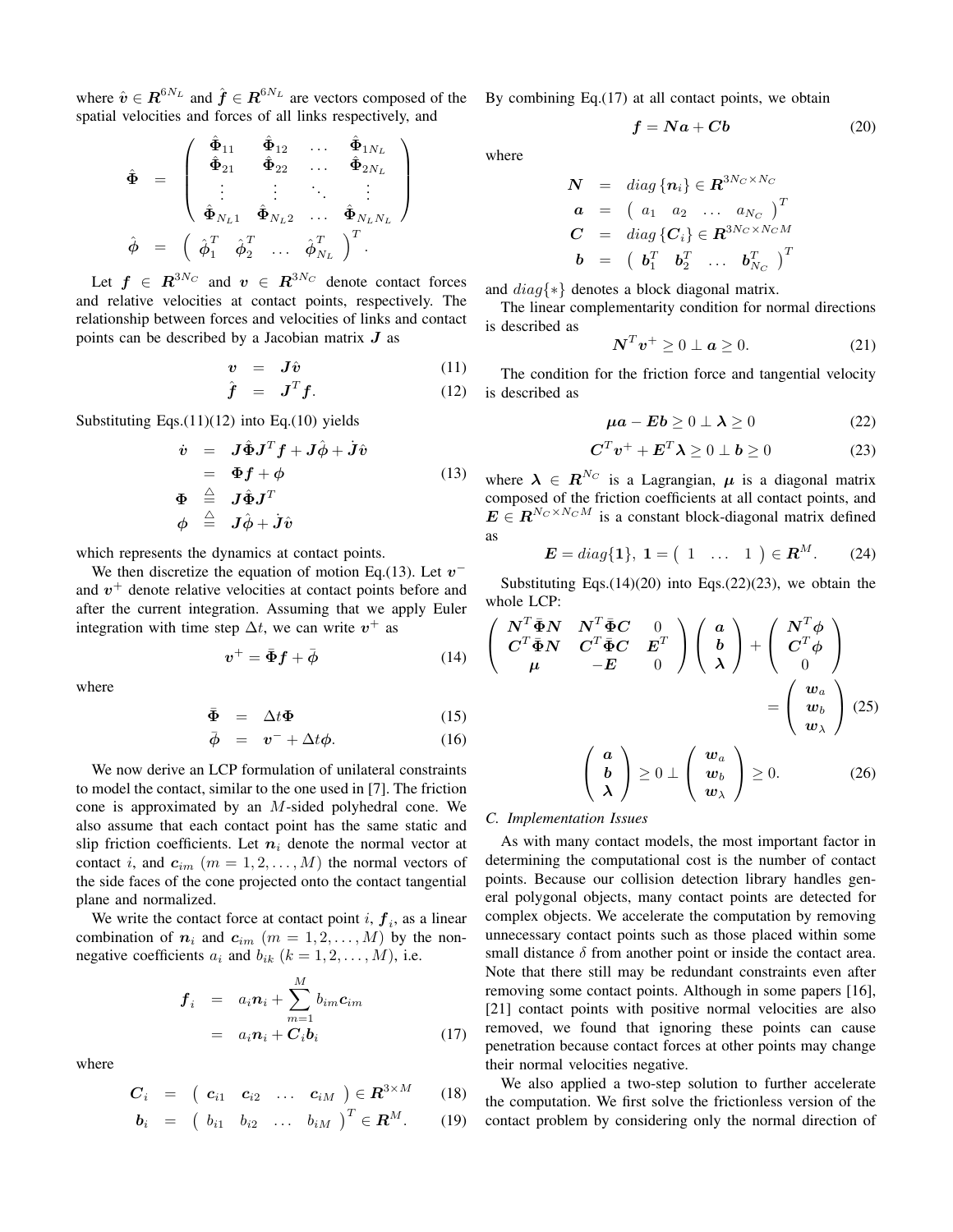where $\hat{\boldsymbol{v}} \in \boldsymbol{R}^{6N_L}$ and $\hat{\boldsymbol{f}} \in \boldsymbol{R}^{6N_L}$ are vectors composed of the spatial velocities and forces of all links respectively, and

$$
\begin{aligned}
\hat{\boldsymbol{\Phi}} &= \begin{pmatrix} \hat{\boldsymbol{\Phi}}_{11} & \hat{\boldsymbol{\Phi}}_{12} & \dots & \hat{\boldsymbol{\Phi}}_{1N_L} \\ \hat{\boldsymbol{\Phi}}_{21} & \hat{\boldsymbol{\Phi}}_{22} & \dots & \hat{\boldsymbol{\Phi}}_{2N_L} \\ \vdots & \vdots & \ddots & \vdots \\ \hat{\boldsymbol{\Phi}}_{N_L 1} & \hat{\boldsymbol{\Phi}}_{N_L 2} & \dots & \hat{\boldsymbol{\Phi}}_{N_L N_L} \end{pmatrix} \\
\hat{\boldsymbol{\phi}} &= \begin{pmatrix} \hat{\boldsymbol{\phi}}_1^T & \hat{\boldsymbol{\phi}}_2^T & \dots & \hat{\boldsymbol{\phi}}_{N_L}^T \end{pmatrix}^T.
\end{aligned}
$$

Let $\boldsymbol{f} \in \boldsymbol{R}^{3N_C}$ and $\boldsymbol{v} \in \boldsymbol{R}^{3N_C}$ denote contact forces and relative velocities at contact points, respectively. The relationship between forces and velocities of links and contact points can be described by a Jacobian matrix $\boldsymbol{J}$ as

$$
\boldsymbol{v} = \boldsymbol{J}\hat{\boldsymbol{v}} \tag{11}
$$

$$
\hat{\boldsymbol{f}} = \boldsymbol{J}^T \boldsymbol{f}. \tag{12}
$$

Substituting Eqs.(11)(12) into Eq.(10) yields

$$
\begin{aligned}
\dot{\boldsymbol{v}} &= \boldsymbol{J}\hat{\boldsymbol{\Phi}}\boldsymbol{J}^T\boldsymbol{f} + \boldsymbol{J}\hat{\boldsymbol{\phi}} + \dot{\boldsymbol{J}}\hat{\boldsymbol{v}} \\
&= \boldsymbol{\Phi}\boldsymbol{f} + \boldsymbol{\phi} \qquad (13) \\
\boldsymbol{\Phi} &\stackrel{\triangle}{=} \boldsymbol{J}\hat{\boldsymbol{\Phi}}\boldsymbol{J}^T \\
\boldsymbol{\phi} &\stackrel{\triangle}{=} \boldsymbol{J}\hat{\boldsymbol{\phi}} + \dot{\boldsymbol{J}}\hat{\boldsymbol{v}}
\end{aligned}
$$

which represents the dynamics at contact points.

We then discretize the equation of motion Eq.(13). Let $\boldsymbol{v}^-$ and $\boldsymbol{v}^+$ denote relative velocities at contact points before and after the current integration. Assuming that we apply Euler integration with time step $\Delta t$, we can write $\boldsymbol{v}^+$ as

$$
\boldsymbol{v}^+ = \bar{\boldsymbol{\Phi}}\boldsymbol{f} + \bar{\boldsymbol{\phi}} \tag{14}
$$

where

$$
\bar{\boldsymbol{\Phi}} = \Delta t \boldsymbol{\Phi} \tag{15}
$$

$$
\bar{\boldsymbol{\phi}} = \boldsymbol{v}^- + \Delta t \boldsymbol{\phi}. \tag{16}
$$

We now derive an LCP formulation of unilateral constraints to model the contact, similar to the one used in [7]. The friction cone is approximated by an $M$-sided polyhedral cone. We also assume that each contact point has the same static and slip friction coefficients. Let $\boldsymbol{n}_i$ denote the normal vector at contact $i$, and $\boldsymbol{c}_{im}$ ($m = 1, 2, \dots, M$) the normal vectors of the side faces of the cone projected onto the contact tangential plane and normalized.

We write the contact force at contact point $i$, $\boldsymbol{f}_i$, as a linear combination of $\boldsymbol{n}_i$ and $\boldsymbol{c}_{im}$ ($m = 1, 2, \dots, M$) by the non-negative coefficients $a_i$ and $b_{ik}$ ($k = 1, 2, \dots, M$), i.e.

$$
\begin{aligned}
\boldsymbol{f}_i &= a_i \boldsymbol{n}_i + \sum_{m=1}^{M} b_{im}\boldsymbol{c}_{im} \\
&= a_i \boldsymbol{n}_i + \boldsymbol{C}_i \boldsymbol{b}_i \qquad (17)
\end{aligned}
$$

where

$$
\boldsymbol{C}_i = \begin{pmatrix} \boldsymbol{c}_{i1} & \boldsymbol{c}_{i2} & \dots & \boldsymbol{c}_{iM} \end{pmatrix} \in \boldsymbol{R}^{3 \times M} \tag{18}
$$

$$
\boldsymbol{b}_i = \begin{pmatrix} b_{i1} & b_{i2} & \dots & b_{iM} \end{pmatrix}^T \in \boldsymbol{R}^{M}. \tag{19}
$$

By combining Eq.(17) at all contact points, we obtain

$$
\boldsymbol{f} = \boldsymbol{N}\boldsymbol{a} + \boldsymbol{C}\boldsymbol{b} \tag{20}
$$

where

$$
\begin{aligned}
\boldsymbol{N} &= diag\{\boldsymbol{n}_i\} \in \boldsymbol{R}^{3N_C \times N_C} \\
\boldsymbol{a} &= \begin{pmatrix} a_1 & a_2 & \dots & a_{N_C} \end{pmatrix}^T \\
\boldsymbol{C} &= diag\{\boldsymbol{C}_i\} \in \boldsymbol{R}^{3N_C \times N_C M} \\
\boldsymbol{b} &= \begin{pmatrix} \boldsymbol{b}_1^T & \boldsymbol{b}_2^T & \dots & \boldsymbol{b}_{N_C}^T \end{pmatrix}^T
\end{aligned}
$$

and $diag\{*\}$ denotes a block diagonal matrix.

The linear complementarity condition for normal directions is described as

$$
\boldsymbol{N}^T \boldsymbol{v}^+ \geq 0 \perp \boldsymbol{a} \geq 0. \tag{21}
$$

The condition for the friction force and tangential velocity is described as

$$
\boldsymbol{\mu}\boldsymbol{a} - \boldsymbol{E}\boldsymbol{b} \geq 0 \perp \boldsymbol{\lambda} \geq 0 \tag{22}
$$

$$
\boldsymbol{C}^T \boldsymbol{v}^+ + \boldsymbol{E}^T \boldsymbol{\lambda} \geq 0 \perp \boldsymbol{b} \geq 0 \tag{23}
$$

where $\boldsymbol{\lambda} \in \boldsymbol{R}^{N_C}$ is a Lagrangian, $\boldsymbol{\mu}$ is a diagonal matrix composed of the friction coefficients at all contact points, and $\boldsymbol{E} \in \boldsymbol{R}^{N_C \times N_C M}$ is a constant block-diagonal matrix defined as

$$
\boldsymbol{E} = diag\{\boldsymbol{1}\}, \ \boldsymbol{1} = \begin{pmatrix} 1 & \dots & 1 \end{pmatrix} \in \boldsymbol{R}^{M}. \tag{24}
$$

Substituting Eqs.(14)(20) into Eqs.(22)(23), we obtain the whole LCP:

$$
\begin{pmatrix} \boldsymbol{N}^T\bar{\boldsymbol{\Phi}}\boldsymbol{N} & \boldsymbol{N}^T\bar{\boldsymbol{\Phi}}\boldsymbol{C} & 0 \\ \boldsymbol{C}^T\bar{\boldsymbol{\Phi}}\boldsymbol{N} & \boldsymbol{C}^T\bar{\boldsymbol{\Phi}}\boldsymbol{C} & \boldsymbol{E}^T \\ \boldsymbol{\mu} & -\boldsymbol{E} & 0 \end{pmatrix} \begin{pmatrix} \boldsymbol{a} \\ \boldsymbol{b} \\ \boldsymbol{\lambda} \end{pmatrix} + \begin{pmatrix} \boldsymbol{N}^T\boldsymbol{\phi} \\ \boldsymbol{C}^T\boldsymbol{\phi} \\ 0 \end{pmatrix} = \begin{pmatrix} \boldsymbol{w}_a \\ \boldsymbol{w}_b \\ \boldsymbol{w}_\lambda \end{pmatrix} \tag{25}
$$

$$
\begin{pmatrix} \boldsymbol{a} \\ \boldsymbol{b} \\ \boldsymbol{\lambda} \end{pmatrix} \geq 0 \perp \begin{pmatrix} \boldsymbol{w}_a \\ \boldsymbol{w}_b \\ \boldsymbol{w}_\lambda \end{pmatrix} \geq 0. \tag{26}
$$

### C. Implementation Issues

As with many contact models, the most important factor in determining the computational cost is the number of contact points. Because our collision detection library handles general polygonal objects, many contact points are detected for complex objects. We accelerate the computation by removing unnecessary contact points such as those placed within some small distance $\delta$ from another point or inside the contact area. Note that there still may be redundant constraints even after removing some contact points. Although in some papers [16], [21] contact points with positive normal velocities are also removed, we found that ignoring these points can cause penetration because contact forces at other points may change their normal velocities negative.

We also applied a two-step solution to further accelerate the computation. We first solve the frictionless version of the contact problem by considering only the normal direction of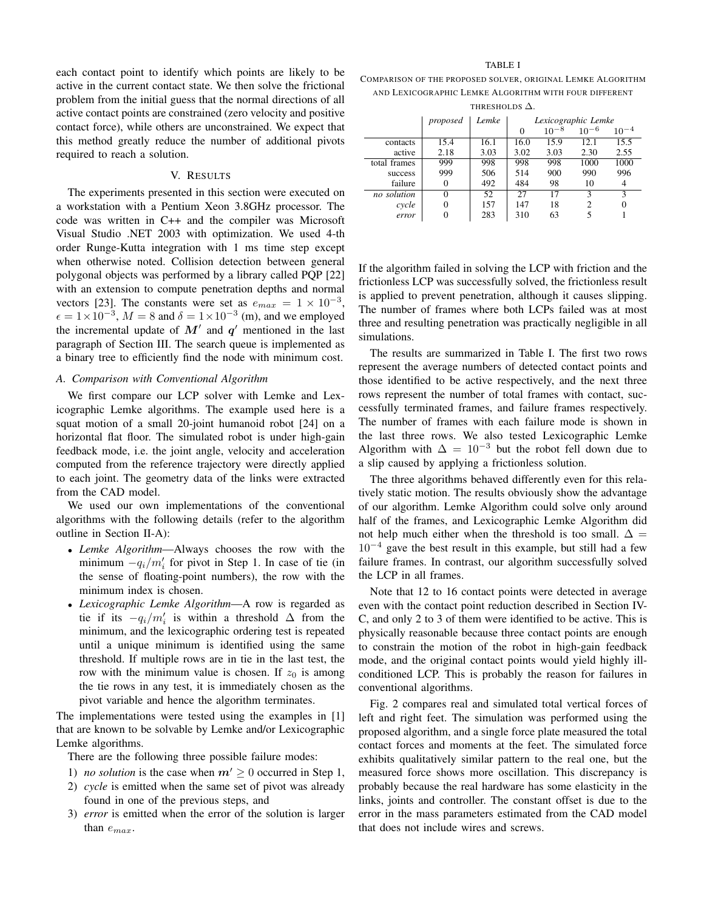each contact point to identify which points are likely to be active in the current contact state. We then solve the frictional problem from the initial guess that the normal directions of all active contact points are constrained (zero velocity and positive contact force), while others are unconstrained. We expect that this method greatly reduce the number of additional pivots required to reach a solution.

## V. Results

The experiments presented in this section were executed on a workstation with a Pentium Xeon 3.8GHz processor. The code was written in C++ and the compiler was Microsoft Visual Studio .NET 2003 with optimization. We used 4-th order Runge-Kutta integration with 1 ms time step except when otherwise noted. Collision detection between general polygonal objects was performed by a library called PQP [22] with an extension to compute penetration depths and normal vectors [23]. The constants were set as $e_{max} = 1 \times 10^{-3}$, $\epsilon = 1 \times 10^{-3}$, $M = 8$ and $\delta = 1 \times 10^{-3}$ (m), and we employed the incremental update of $\boldsymbol{M}'$ and $\boldsymbol{q}'$ mentioned in the last paragraph of Section III. The search queue is implemented as a binary tree to efficiently find the node with minimum cost.

### A. Comparison with Conventional Algorithm

We first compare our LCP solver with Lemke and Lexicographic Lemke algorithms. The example used here is a squat motion of a small 20-joint humanoid robot [24] on a horizontal flat floor. The simulated robot is under high-gain feedback mode, i.e. the joint angle, velocity and acceleration computed from the reference trajectory were directly applied to each joint. The geometry data of the links were extracted from the CAD model.

We used our own implementations of the conventional algorithms with the following details (refer to the algorithm outline in Section II-A):

- *Lemke Algorithm*—Always chooses the row with the minimum $-q_i/m'_i$ for pivot in Step 1. In case of tie (in the sense of floating-point numbers), the row with the minimum index is chosen.
- *Lexicographic Lemke Algorithm*—A row is regarded as tie if its $-q_i/m'_i$ is within a threshold $\Delta$ from the minimum, and the lexicographic ordering test is repeated until a unique minimum is identified using the same threshold. If multiple rows are in tie in the last test, the row with the minimum value is chosen. If $z_0$ is among the tie rows in any test, it is immediately chosen as the pivot variable and hence the algorithm terminates.

The implementations were tested using the examples in [1] that are known to be solvable by Lemke and/or Lexicographic Lemke algorithms.

There are the following three possible failure modes:

1) *no solution* is the case when $\boldsymbol{m}' \geq 0$ occurred in Step 1,
2) *cycle* is emitted when the same set of pivot was already found in one of the previous steps, and
3) *error* is emitted when the error of the solution is larger than $e_{max}$.

TABLE I

Comparison of the proposed solver, original Lemke Algorithm and Lexicographic Lemke Algorithm with four different thresholds $\Delta$.

| | *proposed* | *Lemke* | *Lexicographic Lemke* | | | |
|---|---|---|---|---|---|---|
| | | | 0 | $10^{-8}$ | $10^{-6}$ | $10^{-4}$ |
| contacts | 15.4 | 16.1 | 16.0 | 15.9 | 12.1 | 15.5 |
| active | 2.18 | 3.03 | 3.02 | 3.03 | 2.30 | 2.55 |
| total frames | 999 | 998 | 998 | 998 | 1000 | 1000 |
| success | 999 | 506 | 514 | 900 | 990 | 996 |
| failure | 0 | 492 | 484 | 98 | 10 | 4 |
| *no solution* | 0 | 52 | 27 | 17 | 3 | 3 |
| *cycle* | 0 | 157 | 147 | 18 | 2 | 0 |
| *error* | 0 | 283 | 310 | 63 | 5 | 1 |

If the algorithm failed in solving the LCP with friction and the frictionless LCP was successfully solved, the frictionless result is applied to prevent penetration, although it causes slipping. The number of frames where both LCPs failed was at most three and resulting penetration was practically negligible in all simulations.

The results are summarized in Table I. The first two rows represent the average numbers of detected contact points and those identified to be active respectively, and the next three rows represent the number of total frames with contact, successfully terminated frames, and failure frames respectively. The number of frames with each failure mode is shown in the last three rows. We also tested Lexicographic Lemke Algorithm with $\Delta = 10^{-3}$ but the robot fell down due to a slip caused by applying a frictionless solution.

The three algorithms behaved differently even for this relatively static motion. The results obviously show the advantage of our algorithm. Lemke Algorithm could solve only around half of the frames, and Lexicographic Lemke Algorithm did not help much either when the threshold is too small. $\Delta = 10^{-4}$ gave the best result in this example, but still had a few failure frames. In contrast, our algorithm successfully solved the LCP in all frames.

Note that 12 to 16 contact points were detected in average even with the contact point reduction described in Section IV-C, and only 2 to 3 of them were identified to be active. This is physically reasonable because three contact points are enough to constrain the motion of the robot in high-gain feedback mode, and the original contact points would yield highly ill-conditioned LCP. This is probably the reason for failures in conventional algorithms.

Fig. 2 compares real and simulated total vertical forces of left and right feet. The simulation was performed using the proposed algorithm, and a single force plate measured the total contact forces and moments at the feet. The simulated force exhibits qualitatively similar pattern to the real one, but the measured force shows more oscillation. This discrepancy is probably because the real hardware has some elasticity in the links, joints and controller. The constant offset is due to the error in the mass parameters estimated from the CAD model that does not include wires and screws.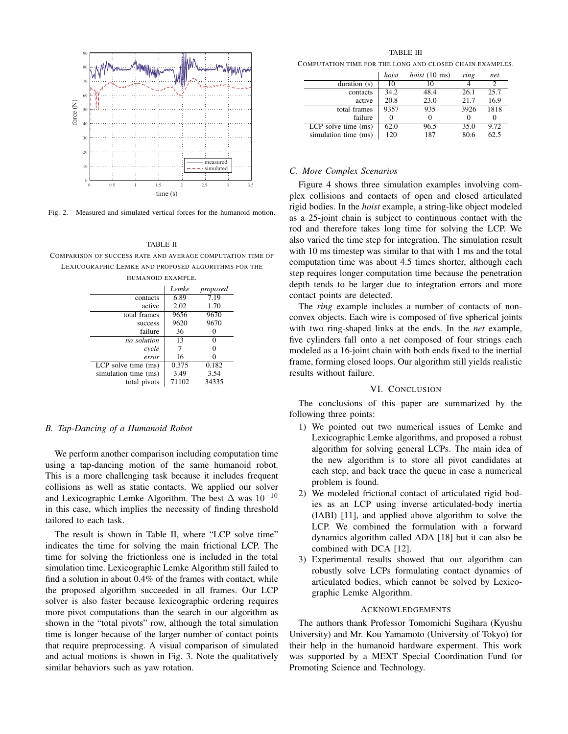Fig. 2. Measured and simulated vertical forces for the humanoid motion.

TABLE II

COMPARISON OF SUCCESS RATE AND AVERAGE COMPUTATION TIME OF LEXICOGRAPHIC LEMKE AND PROPOSED ALGORITHMS FOR THE HUMANOID EXAMPLE.

| | *Lemke* | *proposed* |
|---|---|---|
| contacts | 6.89 | 7.19 |
| active | 2.02 | 1.70 |
| total frames | 9656 | 9670 |
| success | 9620 | 9670 |
| failure | 36 | 0 |
| *no solution* | 13 | 0 |
| *cycle* | 7 | 0 |
| *error* | 16 | 0 |
| LCP solve time (ms) | 0.375 | 0.182 |
| simulation time (ms) | 3.49 | 3.54 |
| total pivots | 71102 | 34335 |

### B. Tap-Dancing of a Humanoid Robot

We perform another comparison including computation time using a tap-dancing motion of the same humanoid robot. This is a more challenging task because it includes frequent collisions as well as static contacts. We applied our solver and Lexicographic Lemke Algorithm. The best $\Delta$ was $10^{-10}$ in this case, which implies the necessity of finding threshold tailored to each task.

The result is shown in Table II, where "LCP solve time" indicates the time for solving the main frictional LCP. The time for solving the frictionless one is included in the total simulation time. Lexicographic Lemke Algorithm still failed to find a solution in about 0.4% of the frames with contact, while the proposed algorithm succeeded in all frames. Our LCP solver is also faster because lexicographic ordering requires more pivot computations than the search in our algorithm as shown in the "total pivots" row, although the total simulation time is longer because of the larger number of contact points that require preprocessing. A visual comparison of simulated and actual motions is shown in Fig. 3. Note the qualitatively similar behaviors such as yaw rotation.

TABLE III

COMPUTATION TIME FOR THE LONG AND CLOSED CHAIN EXAMPLES.

| | *hoist* | *hoist* (10 ms) | *ring* | *net* |
|---|---|---|---|---|
| duration (s) | 10 | 10 | 4 | 2 |
| contacts | 34.2 | 48.4 | 26.1 | 25.7 |
| active | 20.8 | 23.0 | 21.7 | 16.9 |
| total frames | 9357 | 935 | 3926 | 1818 |
| failure | 0 | 0 | 0 | 0 |
| LCP solve time (ms) | 62.0 | 96.5 | 35.0 | 9.72 |
| simulation time (ms) | 120 | 187 | 80.6 | 62.5 |

### C. More Complex Scenarios

Figure 4 shows three simulation examples involving complex collisions and contacts of open and closed articulated rigid bodies. In the *hoist* example, a string-like object modeled as a 25-joint chain is subject to continuous contact with the rod and therefore takes long time for solving the LCP. We also varied the time step for integration. The simulation result with 10 ms timestep was similar to that with 1 ms and the total computation time was about 4.5 times shorter, although each step requires longer computation time because the penetration depth tends to be larger due to integration errors and more contact points are detected.

The *ring* example includes a number of contacts of non-convex objects. Each wire is composed of five spherical joints with two ring-shaped links at the ends. In the *net* example, five cylinders fall onto a net composed of four strings each modeled as a 16-joint chain with both ends fixed to the inertial frame, forming closed loops. Our algorithm still yields realistic results without failure.

## VI. CONCLUSION

The conclusions of this paper are summarized by the following three points:

1) We pointed out two numerical issues of Lemke and Lexicographic Lemke algorithms, and proposed a robust algorithm for solving general LCPs. The main idea of the new algorithm is to store all pivot candidates at each step, and back trace the queue in case a numerical problem is found.
2) We modeled frictional contact of articulated rigid bodies as an LCP using inverse articulated-body inertia (IABI) [11], and applied above algorithm to solve the LCP. We combined the formulation with a forward dynamics algorithm called ADA [18] but it can also be combined with DCA [12].
3) Experimental results showed that our algorithm can robustly solve LCPs formulating contact dynamics of articulated bodies, which cannot be solved by Lexicographic Lemke Algorithm.

## ACKNOWLEDGEMENTS

The authors thank Professor Tomomichi Sugihara (Kyushu University) and Mr. Kou Yamamoto (University of Tokyo) for their help in the humanoid hardware experment. This work was supported by a MEXT Special Coordination Fund for Promoting Science and Technology.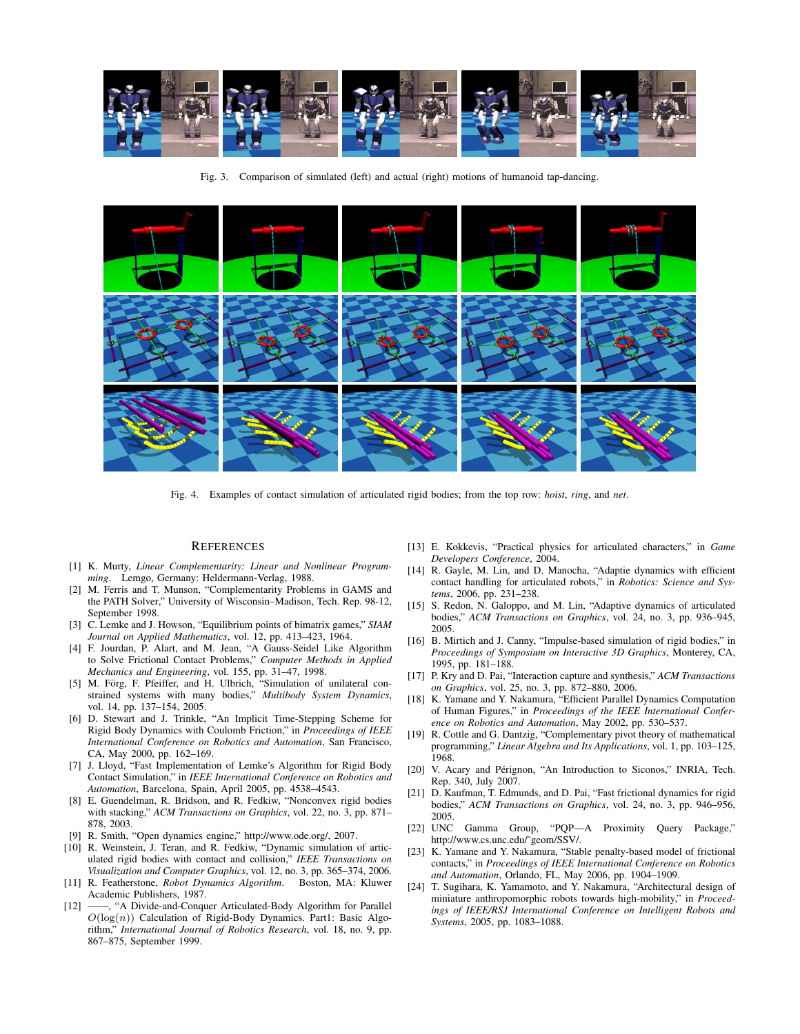Fig. 3. Comparison of simulated (left) and actual (right) motions of humanoid tap-dancing.

Fig. 4. Examples of contact simulation of articulated rigid bodies; from the top row: *hoist*, *ring*, and *net*.

## References

[1] K. Murty, *Linear Complementarity: Linear and Nonlinear Programming*. Lemgo, Germany: Heldermann-Verlag, 1988.

[2] M. Ferris and T. Munson, "Complementarity Problems in GAMS and the PATH Solver," University of Wisconsin–Madison, Tech. Rep. 98-12, September 1998.

[3] C. Lemke and J. Howson, "Equilibrium points of bimatrix games," *SIAM Journal on Applied Mathematics*, vol. 12, pp. 413–423, 1964.

[4] F. Jourdan, P. Alart, and M. Jean, "A Gauss-Seidel Like Algorithm to Solve Frictional Contact Problems," *Computer Methods in Applied Mechanics and Engineering*, vol. 155, pp. 31–47, 1998.

[5] M. Förg, F. Pfeiffer, and H. Ulbrich, "Simulation of unilateral constrained systems with many bodies," *Multibody System Dynamics*, vol. 14, pp. 137–154, 2005.

[6] D. Stewart and J. Trinkle, "An Implicit Time-Stepping Scheme for Rigid Body Dynamics with Coulomb Friction," in *Proceedings of IEEE International Conference on Robotics and Automation*, San Francisco, CA, May 2000, pp. 162–169.

[7] J. Lloyd, "Fast Implementation of Lemke's Algorithm for Rigid Body Contact Simulation," in *IEEE International Conference on Robotics and Automation*, Barcelona, Spain, April 2005, pp. 4538–4543.

[8] E. Guendelman, R. Bridson, and R. Fedkiw, "Nonconvex rigid bodies with stacking," *ACM Transactions on Graphics*, vol. 22, no. 3, pp. 871–878, 2003.

[9] R. Smith, "Open dynamics engine," http://www.ode.org/, 2007.

[10] R. Weinstein, J. Teran, and R. Fedkiw, "Dynamic simulation of articulated rigid bodies with contact and collision," *IEEE Transactions on Visualization and Computer Graphics*, vol. 12, no. 3, pp. 365–374, 2006.

[11] R. Featherstone, *Robot Dynamics Algorithm*. Boston, MA: Kluwer Academic Publishers, 1987.

[12] ——, "A Divide-and-Conquer Articulated-Body Algorithm for Parallel $O(\log(n))$ Calculation of Rigid-Body Dynamics. Part1: Basic Algorithm," *International Journal of Robotics Research*, vol. 18, no. 9, pp. 867–875, September 1999.

[13] E. Kokkevis, "Practical physics for articulated characters," in *Game Developers Conference*, 2004.

[14] R. Gayle, M. Lin, and D. Manocha, "Adaptie dynamics with efficient contact handling for articulated robots," in *Robotics: Science and Systems*, 2006, pp. 231–238.

[15] S. Redon, N. Galoppo, and M. Lin, "Adaptive dynamics of articulated bodies," *ACM Transactions on Graphics*, vol. 24, no. 3, pp. 936–945, 2005.

[16] B. Mirtich and J. Canny, "Impulse-based simulation of rigid bodies," in *Proceedings of Symposium on Interactive 3D Graphics*, Monterey, CA, 1995, pp. 181–188.

[17] P. Kry and D. Pai, "Interaction capture and synthesis," *ACM Transactions on Graphics*, vol. 25, no. 3, pp. 872–880, 2006.

[18] K. Yamane and Y. Nakamura, "Efficient Parallel Dynamics Computation of Human Figures," in *Proceedings of the IEEE International Conference on Robotics and Automation*, May 2002, pp. 530–537.

[19] R. Cottle and G. Dantzig, "Complementary pivot theory of mathematical programming," *Linear Algebra and Its Applications*, vol. 1, pp. 103–125, 1968.

[20] V. Acary and Pérignon, "An Introduction to Siconos," INRIA, Tech. Rep. 340, July 2007.

[21] D. Kaufman, T. Edmunds, and D. Pai, "Fast frictional dynamics for rigid bodies," *ACM Transactions on Graphics*, vol. 24, no. 3, pp. 946–956, 2005.

[22] UNC Gamma Group, "PQP—A Proximity Query Package," http://www.cs.unc.edu/~geom/SSV/.

[23] K. Yamane and Y. Nakamura, "Stable penalty-based model of frictional contacts," in *Proceedings of IEEE International Conference on Robotics and Automation*, Orlando, FL, May 2006, pp. 1904–1909.

[24] T. Sugihara, K. Yamamoto, and Y. Nakamura, "Architectural design of miniature anthropomorphic robots towards high-mobility," in *Proceedings of IEEE/RSJ International Conference on Intelligent Robots and Systems*, 2005, pp. 1083–1088.